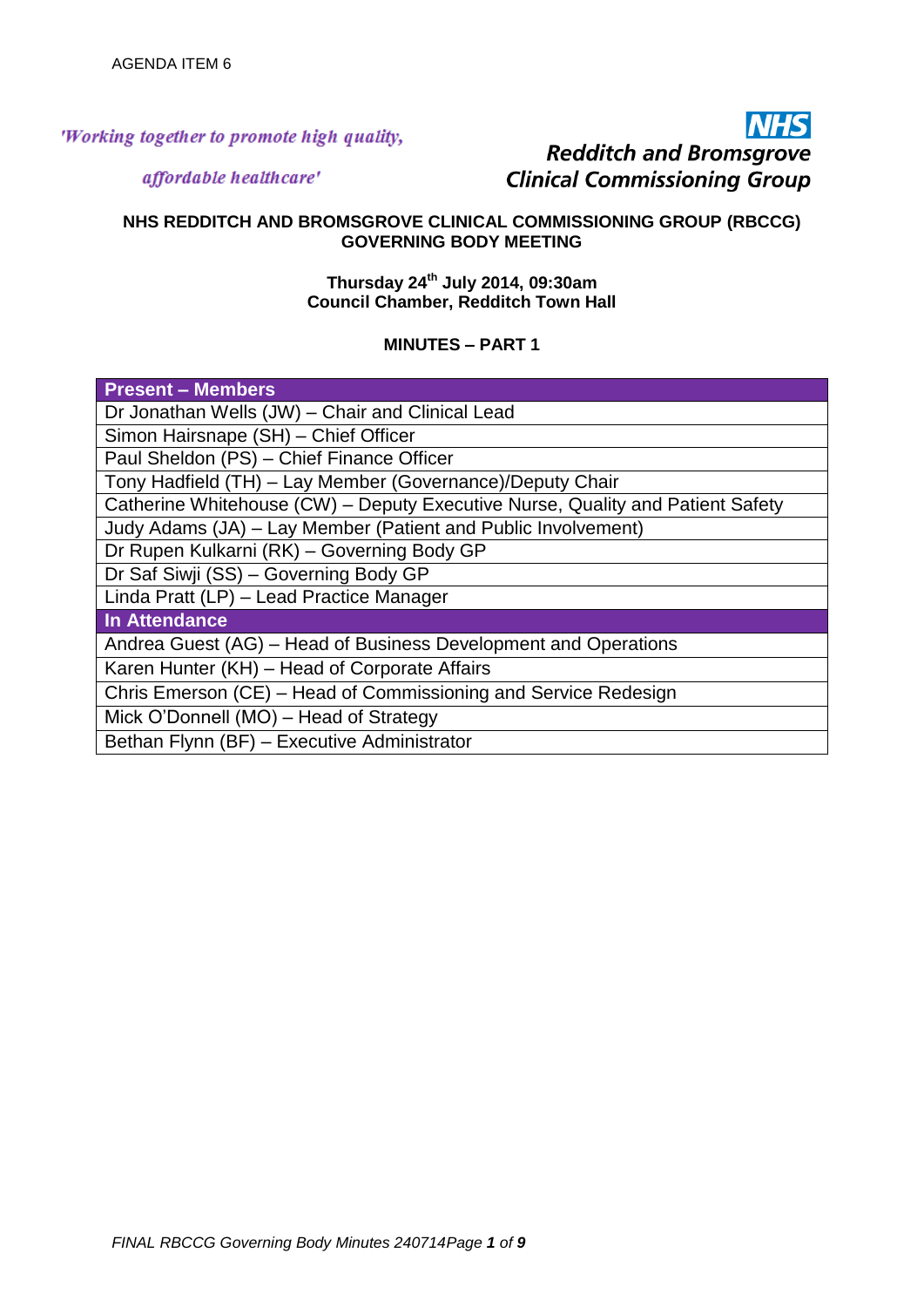AGENDA ITEM 6

*'Working together to promote high quality, affordable healthcare'*

**NHS**
***Redditch and Bromsgrove Clinical Commissioning Group***

**NHS REDDITCH AND BROMSGROVE CLINICAL COMMISSIONING GROUP (RBCCG) GOVERNING BODY MEETING**

**Thursday 24th July 2014, 09:30am**
**Council Chamber, Redditch Town Hall**

**MINUTES – PART 1**

| **Present – Members** |
|---|
| Dr Jonathan Wells (JW) – Chair and Clinical Lead |
| Simon Hairsnape (SH) – Chief Officer |
| Paul Sheldon (PS) – Chief Finance Officer |
| Tony Hadfield (TH) – Lay Member (Governance)/Deputy Chair |
| Catherine Whitehouse (CW) – Deputy Executive Nurse, Quality and Patient Safety |
| Judy Adams (JA) – Lay Member (Patient and Public Involvement) |
| Dr Rupen Kulkarni (RK) – Governing Body GP |
| Dr Saf Siwji (SS) – Governing Body GP |
| Linda Pratt (LP) – Lead Practice Manager |
| **In Attendance** |
| Andrea Guest (AG) – Head of Business Development and Operations |
| Karen Hunter (KH) – Head of Corporate Affairs |
| Chris Emerson (CE) – Head of Commissioning and Service Redesign |
| Mick O'Donnell (MO) – Head of Strategy |
| Bethan Flynn (BF) – Executive Administrator |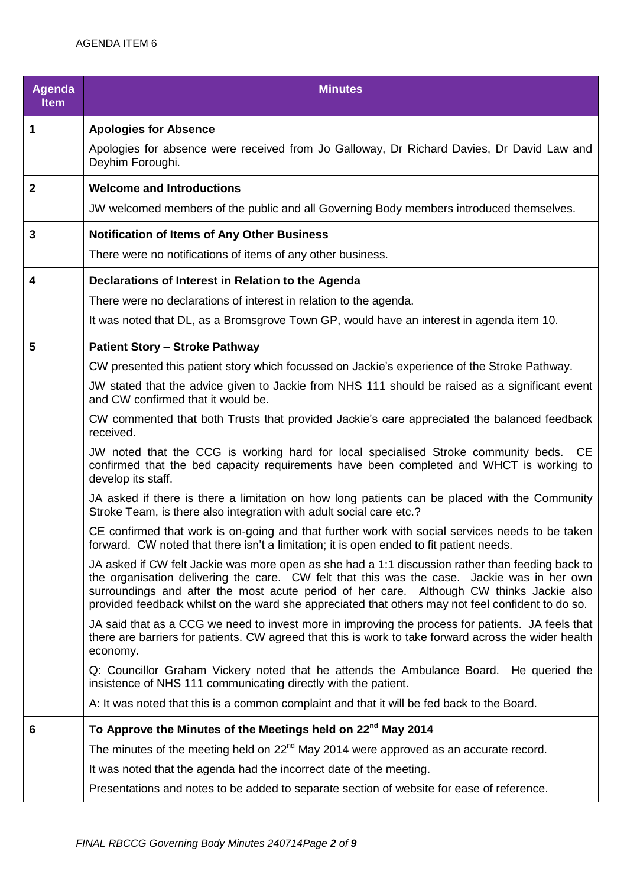AGENDA ITEM 6

| Agenda Item | Minutes |
|---|---|
| 1 | **Apologies for Absence**<br>Apologies for absence were received from Jo Galloway, Dr Richard Davies, Dr David Law and Deyhim Foroughi. |
| 2 | **Welcome and Introductions**<br>JW welcomed members of the public and all Governing Body members introduced themselves. |
| 3 | **Notification of Items of Any Other Business**<br>There were no notifications of items of any other business. |
| 4 | **Declarations of Interest in Relation to the Agenda**<br>There were no declarations of interest in relation to the agenda.<br>It was noted that DL, as a Bromsgrove Town GP, would have an interest in agenda item 10. |
| 5 | **Patient Story – Stroke Pathway**<br>CW presented this patient story which focussed on Jackie's experience of the Stroke Pathway.<br>JW stated that the advice given to Jackie from NHS 111 should be raised as a significant event and CW confirmed that it would be.<br>CW commented that both Trusts that provided Jackie's care appreciated the balanced feedback received.<br>JW noted that the CCG is working hard for local specialised Stroke community beds. CE confirmed that the bed capacity requirements have been completed and WHCT is working to develop its staff.<br>JA asked if there is there a limitation on how long patients can be placed with the Community Stroke Team, is there also integration with adult social care etc.?<br>CE confirmed that work is on-going and that further work with social services needs to be taken forward. CW noted that there isn't a limitation; it is open ended to fit patient needs.<br>JA asked if CW felt Jackie was more open as she had a 1:1 discussion rather than feeding back to the organisation delivering the care. CW felt that this was the case. Jackie was in her own surroundings and after the most acute period of her care. Although CW thinks Jackie also provided feedback whilst on the ward she appreciated that others may not feel confident to do so.<br>JA said that as a CCG we need to invest more in improving the process for patients. JA feels that there are barriers for patients. CW agreed that this is work to take forward across the wider health economy.<br>Q: Councillor Graham Vickery noted that he attends the Ambulance Board. He queried the insistence of NHS 111 communicating directly with the patient.<br>A: It was noted that this is a common complaint and that it will be fed back to the Board. |
| 6 | **To Approve the Minutes of the Meetings held on 22nd May 2014**<br>The minutes of the meeting held on 22nd May 2014 were approved as an accurate record.<br>It was noted that the agenda had the incorrect date of the meeting.<br>Presentations and notes to be added to separate section of website for ease of reference. |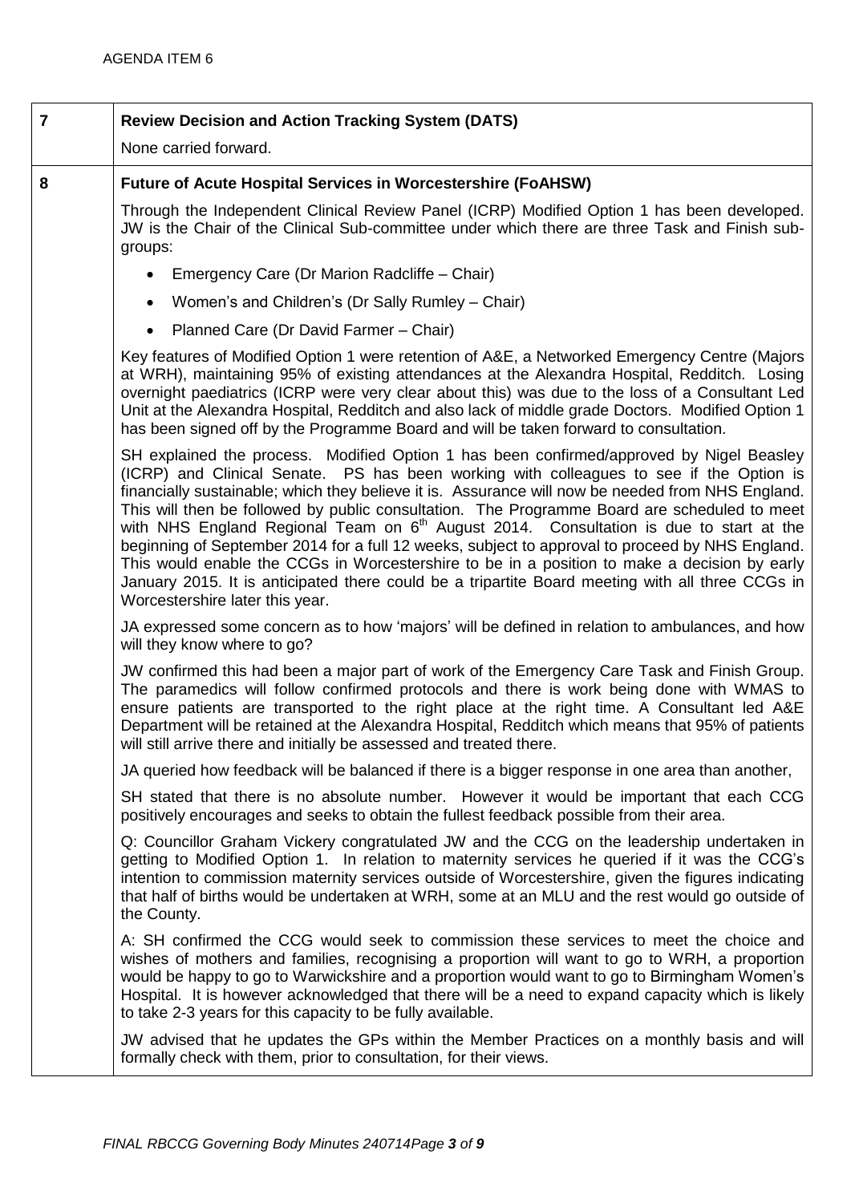AGENDA ITEM 6

| | |
|---|---|
| **7** | **Review Decision and Action Tracking System (DATS)**<br><br>None carried forward. |
| **8** | **Future of Acute Hospital Services in Worcestershire (FoAHSW)**<br><br>Through the Independent Clinical Review Panel (ICRP) Modified Option 1 has been developed. JW is the Chair of the Clinical Sub-committee under which there are three Task and Finish sub-groups:<br><br>• Emergency Care (Dr Marion Radcliffe – Chair)<br>• Women's and Children's (Dr Sally Rumley – Chair)<br>• Planned Care (Dr David Farmer – Chair)<br><br>Key features of Modified Option 1 were retention of A&E, a Networked Emergency Centre (Majors at WRH), maintaining 95% of existing attendances at the Alexandra Hospital, Redditch. Losing overnight paediatrics (ICRP were very clear about this) was due to the loss of a Consultant Led Unit at the Alexandra Hospital, Redditch and also lack of middle grade Doctors. Modified Option 1 has been signed off by the Programme Board and will be taken forward to consultation.<br><br>SH explained the process. Modified Option 1 has been confirmed/approved by Nigel Beasley (ICRP) and Clinical Senate. PS has been working with colleagues to see if the Option is financially sustainable; which they believe it is. Assurance will now be needed from NHS England. This will then be followed by public consultation. The Programme Board are scheduled to meet with NHS England Regional Team on 6th August 2014. Consultation is due to start at the beginning of September 2014 for a full 12 weeks, subject to approval to proceed by NHS England. This would enable the CCGs in Worcestershire to be in a position to make a decision by early January 2015. It is anticipated there could be a tripartite Board meeting with all three CCGs in Worcestershire later this year.<br><br>JA expressed some concern as to how 'majors' will be defined in relation to ambulances, and how will they know where to go?<br><br>JW confirmed this had been a major part of work of the Emergency Care Task and Finish Group. The paramedics will follow confirmed protocols and there is work being done with WMAS to ensure patients are transported to the right place at the right time. A Consultant led A&E Department will be retained at the Alexandra Hospital, Redditch which means that 95% of patients will still arrive there and initially be assessed and treated there.<br><br>JA queried how feedback will be balanced if there is a bigger response in one area than another,<br><br>SH stated that there is no absolute number. However it would be important that each CCG positively encourages and seeks to obtain the fullest feedback possible from their area.<br><br>Q: Councillor Graham Vickery congratulated JW and the CCG on the leadership undertaken in getting to Modified Option 1. In relation to maternity services he queried if it was the CCG's intention to commission maternity services outside of Worcestershire, given the figures indicating that half of births would be undertaken at WRH, some at an MLU and the rest would go outside of the County.<br><br>A: SH confirmed the CCG would seek to commission these services to meet the choice and wishes of mothers and families, recognising a proportion will want to go to WRH, a proportion would be happy to go to Warwickshire and a proportion would want to go to Birmingham Women's Hospital. It is however acknowledged that there will be a need to expand capacity which is likely to take 2-3 years for this capacity to be fully available.<br><br>JW advised that he updates the GPs within the Member Practices on a monthly basis and will formally check with them, prior to consultation, for their views. |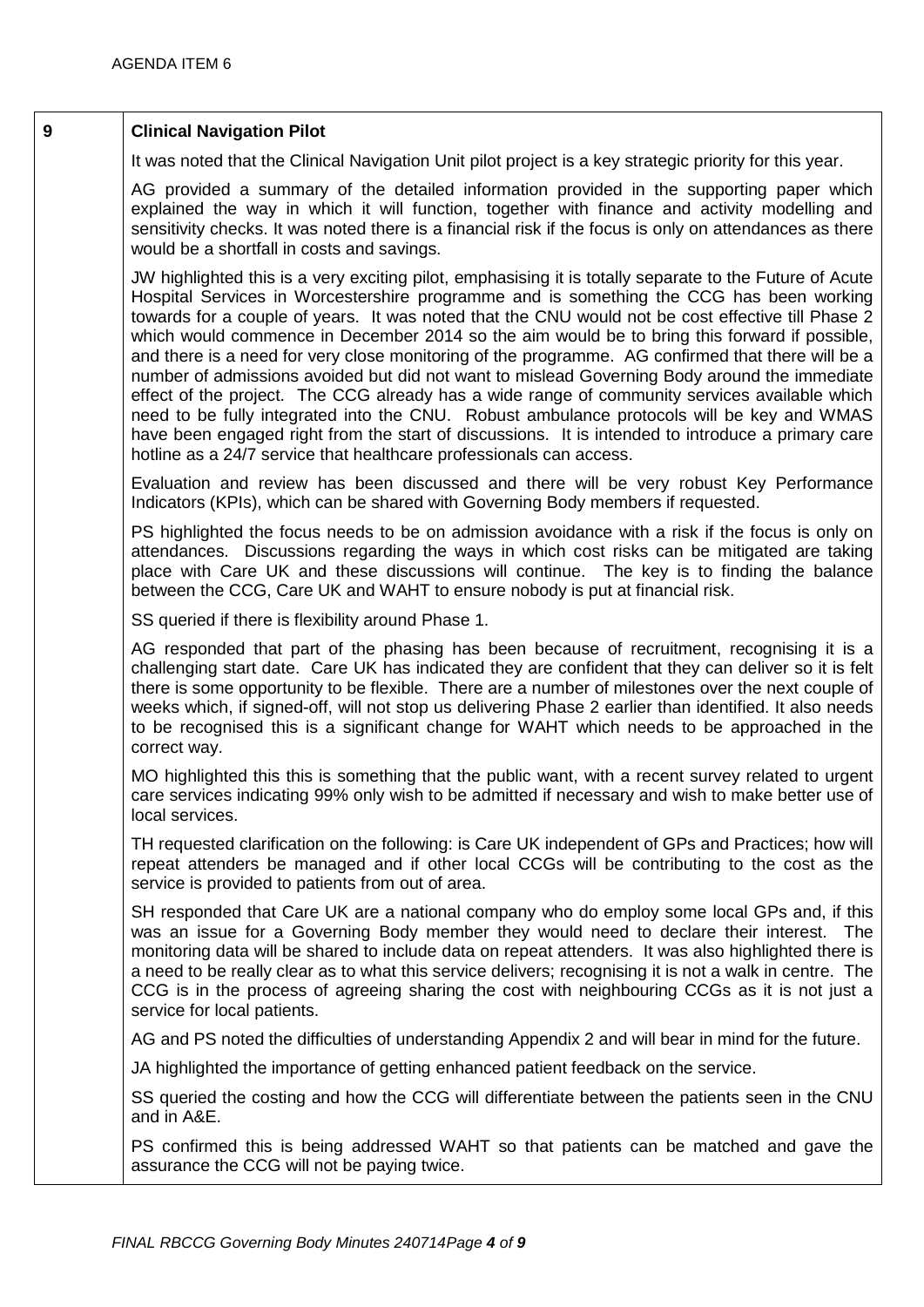AGENDA ITEM 6

| 9 | **Clinical Navigation Pilot** |
|---|---|
| | It was noted that the Clinical Navigation Unit pilot project is a key strategic priority for this year.<br><br>AG provided a summary of the detailed information provided in the supporting paper which explained the way in which it will function, together with finance and activity modelling and sensitivity checks. It was noted there is a financial risk if the focus is only on attendances as there would be a shortfall in costs and savings.<br><br>JW highlighted this is a very exciting pilot, emphasising it is totally separate to the Future of Acute Hospital Services in Worcestershire programme and is something the CCG has been working towards for a couple of years. It was noted that the CNU would not be cost effective till Phase 2 which would commence in December 2014 so the aim would be to bring this forward if possible, and there is a need for very close monitoring of the programme. AG confirmed that there will be a number of admissions avoided but did not want to mislead Governing Body around the immediate effect of the project. The CCG already has a wide range of community services available which need to be fully integrated into the CNU. Robust ambulance protocols will be key and WMAS have been engaged right from the start of discussions. It is intended to introduce a primary care hotline as a 24/7 service that healthcare professionals can access.<br><br>Evaluation and review has been discussed and there will be very robust Key Performance Indicators (KPIs), which can be shared with Governing Body members if requested.<br><br>PS highlighted the focus needs to be on admission avoidance with a risk if the focus is only on attendances. Discussions regarding the ways in which cost risks can be mitigated are taking place with Care UK and these discussions will continue. The key is to finding the balance between the CCG, Care UK and WAHT to ensure nobody is put at financial risk.<br><br>SS queried if there is flexibility around Phase 1.<br><br>AG responded that part of the phasing has been because of recruitment, recognising it is a challenging start date. Care UK has indicated they are confident that they can deliver so it is felt there is some opportunity to be flexible. There are a number of milestones over the next couple of weeks which, if signed-off, will not stop us delivering Phase 2 earlier than identified. It also needs to be recognised this is a significant change for WAHT which needs to be approached in the correct way.<br><br>MO highlighted this this is something that the public want, with a recent survey related to urgent care services indicating 99% only wish to be admitted if necessary and wish to make better use of local services.<br><br>TH requested clarification on the following: is Care UK independent of GPs and Practices; how will repeat attenders be managed and if other local CCGs will be contributing to the cost as the service is provided to patients from out of area.<br><br>SH responded that Care UK are a national company who do employ some local GPs and, if this was an issue for a Governing Body member they would need to declare their interest. The monitoring data will be shared to include data on repeat attenders. It was also highlighted there is a need to be really clear as to what this service delivers; recognising it is not a walk in centre. The CCG is in the process of agreeing sharing the cost with neighbouring CCGs as it is not just a service for local patients.<br><br>AG and PS noted the difficulties of understanding Appendix 2 and will bear in mind for the future.<br><br>JA highlighted the importance of getting enhanced patient feedback on the service.<br><br>SS queried the costing and how the CCG will differentiate between the patients seen in the CNU and in A&E.<br><br>PS confirmed this is being addressed WAHT so that patients can be matched and gave the assurance the CCG will not be paying twice. |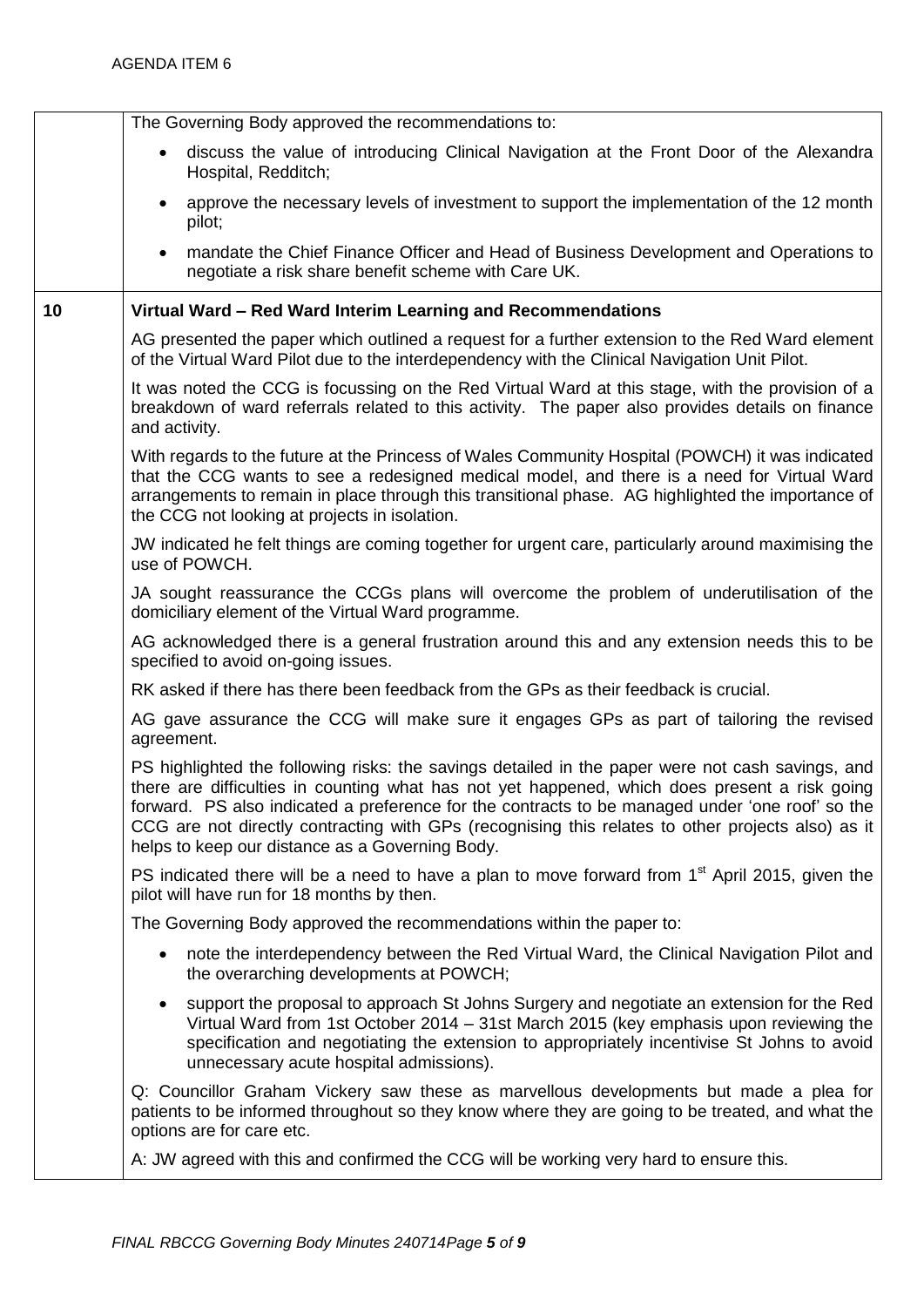AGENDA ITEM 6

| | |
|---|---|
| | The Governing Body approved the recommendations to:<br>• discuss the value of introducing Clinical Navigation at the Front Door of the Alexandra Hospital, Redditch;<br>• approve the necessary levels of investment to support the implementation of the 12 month pilot;<br>• mandate the Chief Finance Officer and Head of Business Development and Operations to negotiate a risk share benefit scheme with Care UK. |
| **10** | **Virtual Ward – Red Ward Interim Learning and Recommendations**<br>AG presented the paper which outlined a request for a further extension to the Red Ward element of the Virtual Ward Pilot due to the interdependency with the Clinical Navigation Unit Pilot.<br>It was noted the CCG is focussing on the Red Virtual Ward at this stage, with the provision of a breakdown of ward referrals related to this activity. The paper also provides details on finance and activity.<br>With regards to the future at the Princess of Wales Community Hospital (POWCH) it was indicated that the CCG wants to see a redesigned medical model, and there is a need for Virtual Ward arrangements to remain in place through this transitional phase. AG highlighted the importance of the CCG not looking at projects in isolation.<br>JW indicated he felt things are coming together for urgent care, particularly around maximising the use of POWCH.<br>JA sought reassurance the CCGs plans will overcome the problem of underutilisation of the domiciliary element of the Virtual Ward programme.<br>AG acknowledged there is a general frustration around this and any extension needs this to be specified to avoid on-going issues.<br>RK asked if there has there been feedback from the GPs as their feedback is crucial.<br>AG gave assurance the CCG will make sure it engages GPs as part of tailoring the revised agreement.<br>PS highlighted the following risks: the savings detailed in the paper were not cash savings, and there are difficulties in counting what has not yet happened, which does present a risk going forward. PS also indicated a preference for the contracts to be managed under 'one roof' so the CCG are not directly contracting with GPs (recognising this relates to other projects also) as it helps to keep our distance as a Governing Body.<br>PS indicated there will be a need to have a plan to move forward from 1st April 2015, given the pilot will have run for 18 months by then.<br>The Governing Body approved the recommendations within the paper to:<br>• note the interdependency between the Red Virtual Ward, the Clinical Navigation Pilot and the overarching developments at POWCH;<br>• support the proposal to approach St Johns Surgery and negotiate an extension for the Red Virtual Ward from 1st October 2014 – 31st March 2015 (key emphasis upon reviewing the specification and negotiating the extension to appropriately incentivise St Johns to avoid unnecessary acute hospital admissions).<br>Q: Councillor Graham Vickery saw these as marvellous developments but made a plea for patients to be informed throughout so they know where they are going to be treated, and what the options are for care etc.<br>A: JW agreed with this and confirmed the CCG will be working very hard to ensure this. |

*FINAL RBCCG Governing Body Minutes 240714*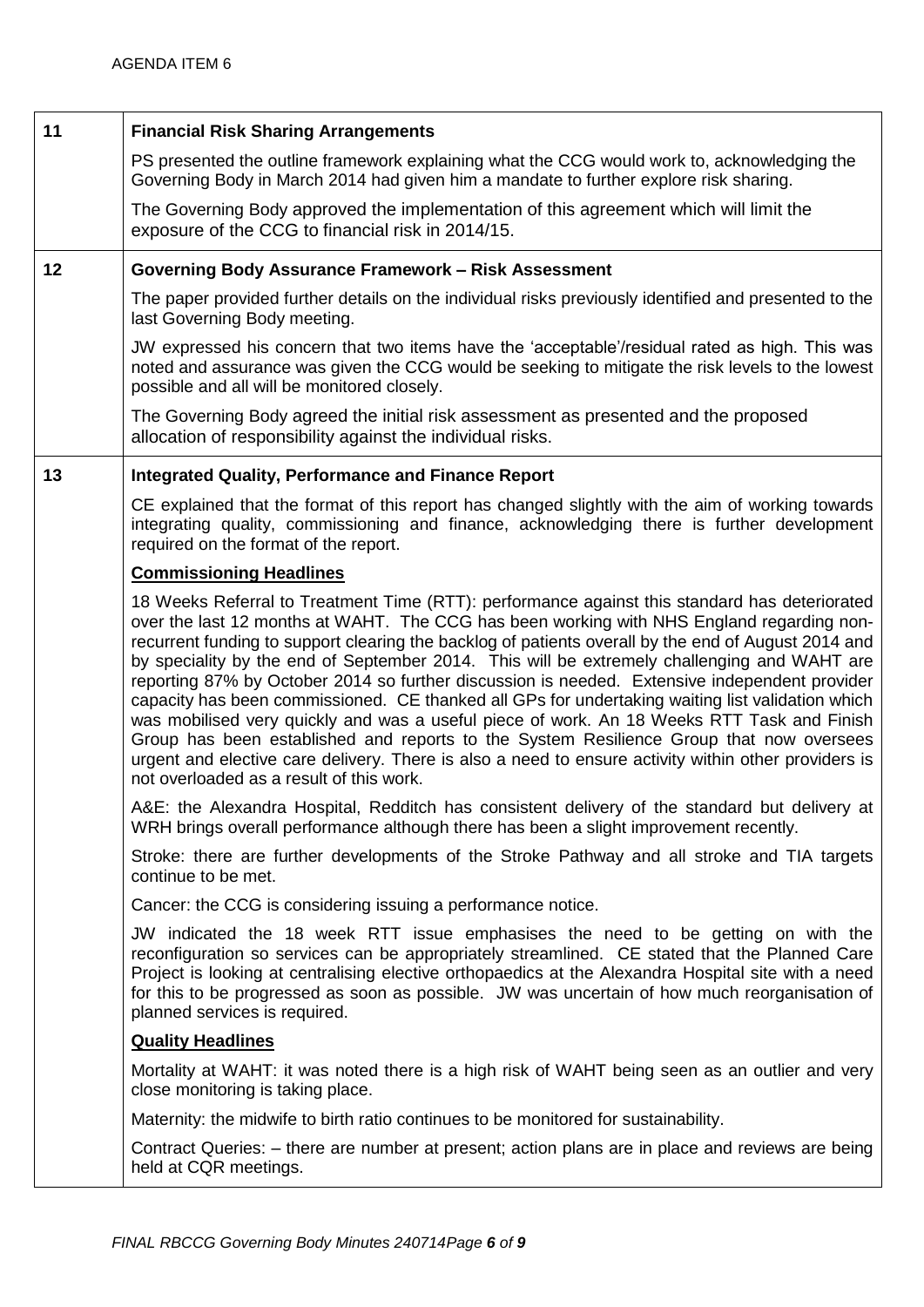AGENDA ITEM 6

| | |
|---|---|
| **11** | **Financial Risk Sharing Arrangements**<br><br>PS presented the outline framework explaining what the CCG would work to, acknowledging the Governing Body in March 2014 had given him a mandate to further explore risk sharing.<br><br>The Governing Body approved the implementation of this agreement which will limit the exposure of the CCG to financial risk in 2014/15. |
| **12** | **Governing Body Assurance Framework – Risk Assessment**<br><br>The paper provided further details on the individual risks previously identified and presented to the last Governing Body meeting.<br><br>JW expressed his concern that two items have the 'acceptable'/residual rated as high. This was noted and assurance was given the CCG would be seeking to mitigate the risk levels to the lowest possible and all will be monitored closely.<br><br>The Governing Body agreed the initial risk assessment as presented and the proposed allocation of responsibility against the individual risks. |
| **13** | **Integrated Quality, Performance and Finance Report**<br><br>CE explained that the format of this report has changed slightly with the aim of working towards integrating quality, commissioning and finance, acknowledging there is further development required on the format of the report.<br><br>**Commissioning Headlines**<br><br>18 Weeks Referral to Treatment Time (RTT): performance against this standard has deteriorated over the last 12 months at WAHT. The CCG has been working with NHS England regarding non-recurrent funding to support clearing the backlog of patients overall by the end of August 2014 and by speciality by the end of September 2014. This will be extremely challenging and WAHT are reporting 87% by October 2014 so further discussion is needed. Extensive independent provider capacity has been commissioned. CE thanked all GPs for undertaking waiting list validation which was mobilised very quickly and was a useful piece of work. An 18 Weeks RTT Task and Finish Group has been established and reports to the System Resilience Group that now oversees urgent and elective care delivery. There is also a need to ensure activity within other providers is not overloaded as a result of this work.<br><br>A&E: the Alexandra Hospital, Redditch has consistent delivery of the standard but delivery at WRH brings overall performance although there has been a slight improvement recently.<br><br>Stroke: there are further developments of the Stroke Pathway and all stroke and TIA targets continue to be met.<br><br>Cancer: the CCG is considering issuing a performance notice.<br><br>JW indicated the 18 week RTT issue emphasises the need to be getting on with the reconfiguration so services can be appropriately streamlined. CE stated that the Planned Care Project is looking at centralising elective orthopaedics at the Alexandra Hospital site with a need for this to be progressed as soon as possible. JW was uncertain of how much reorganisation of planned services is required.<br><br>**Quality Headlines**<br><br>Mortality at WAHT: it was noted there is a high risk of WAHT being seen as an outlier and very close monitoring is taking place.<br><br>Maternity: the midwife to birth ratio continues to be monitored for sustainability.<br><br>Contract Queries: – there are number at present; action plans are in place and reviews are being held at CQR meetings. |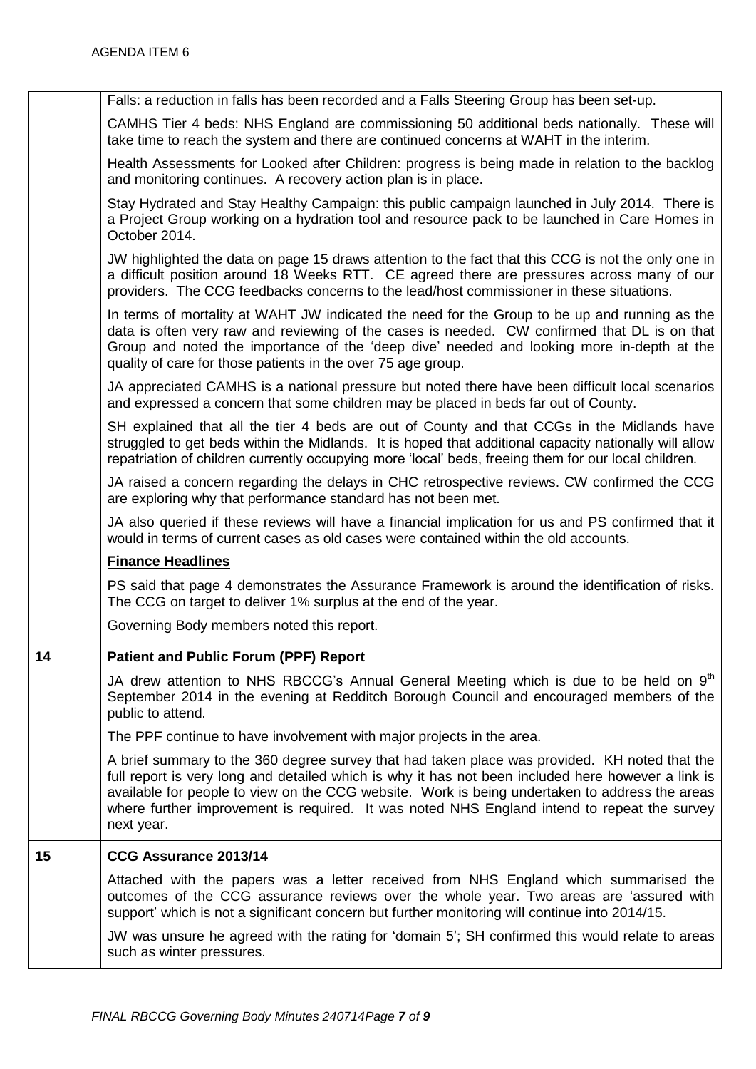AGENDA ITEM 6

| | |
|---|---|
| | Falls: a reduction in falls has been recorded and a Falls Steering Group has been set-up.<br><br>CAMHS Tier 4 beds: NHS England are commissioning 50 additional beds nationally. These will take time to reach the system and there are continued concerns at WAHT in the interim.<br><br>Health Assessments for Looked after Children: progress is being made in relation to the backlog and monitoring continues. A recovery action plan is in place.<br><br>Stay Hydrated and Stay Healthy Campaign: this public campaign launched in July 2014. There is a Project Group working on a hydration tool and resource pack to be launched in Care Homes in October 2014.<br><br>JW highlighted the data on page 15 draws attention to the fact that this CCG is not the only one in a difficult position around 18 Weeks RTT. CE agreed there are pressures across many of our providers. The CCG feedbacks concerns to the lead/host commissioner in these situations.<br><br>In terms of mortality at WAHT JW indicated the need for the Group to be up and running as the data is often very raw and reviewing of the cases is needed. CW confirmed that DL is on that Group and noted the importance of the 'deep dive' needed and looking more in-depth at the quality of care for those patients in the over 75 age group.<br><br>JA appreciated CAMHS is a national pressure but noted there have been difficult local scenarios and expressed a concern that some children may be placed in beds far out of County.<br><br>SH explained that all the tier 4 beds are out of County and that CCGs in the Midlands have struggled to get beds within the Midlands. It is hoped that additional capacity nationally will allow repatriation of children currently occupying more 'local' beds, freeing them for our local children.<br><br>JA raised a concern regarding the delays in CHC retrospective reviews. CW confirmed the CCG are exploring why that performance standard has not been met.<br><br>JA also queried if these reviews will have a financial implication for us and PS confirmed that it would in terms of current cases as old cases were contained within the old accounts.<br><br>**Finance Headlines**<br><br>PS said that page 4 demonstrates the Assurance Framework is around the identification of risks. The CCG on target to deliver 1% surplus at the end of the year.<br><br>Governing Body members noted this report. |
| **14** | **Patient and Public Forum (PPF) Report**<br><br>JA drew attention to NHS RBCCG's Annual General Meeting which is due to be held on 9th September 2014 in the evening at Redditch Borough Council and encouraged members of the public to attend.<br><br>The PPF continue to have involvement with major projects in the area.<br><br>A brief summary to the 360 degree survey that had taken place was provided. KH noted that the full report is very long and detailed which is why it has not been included here however a link is available for people to view on the CCG website. Work is being undertaken to address the areas where further improvement is required. It was noted NHS England intend to repeat the survey next year. |
| **15** | **CCG Assurance 2013/14**<br><br>Attached with the papers was a letter received from NHS England which summarised the outcomes of the CCG assurance reviews over the whole year. Two areas are 'assured with support' which is not a significant concern but further monitoring will continue into 2014/15.<br><br>JW was unsure he agreed with the rating for 'domain 5'; SH confirmed this would relate to areas such as winter pressures. |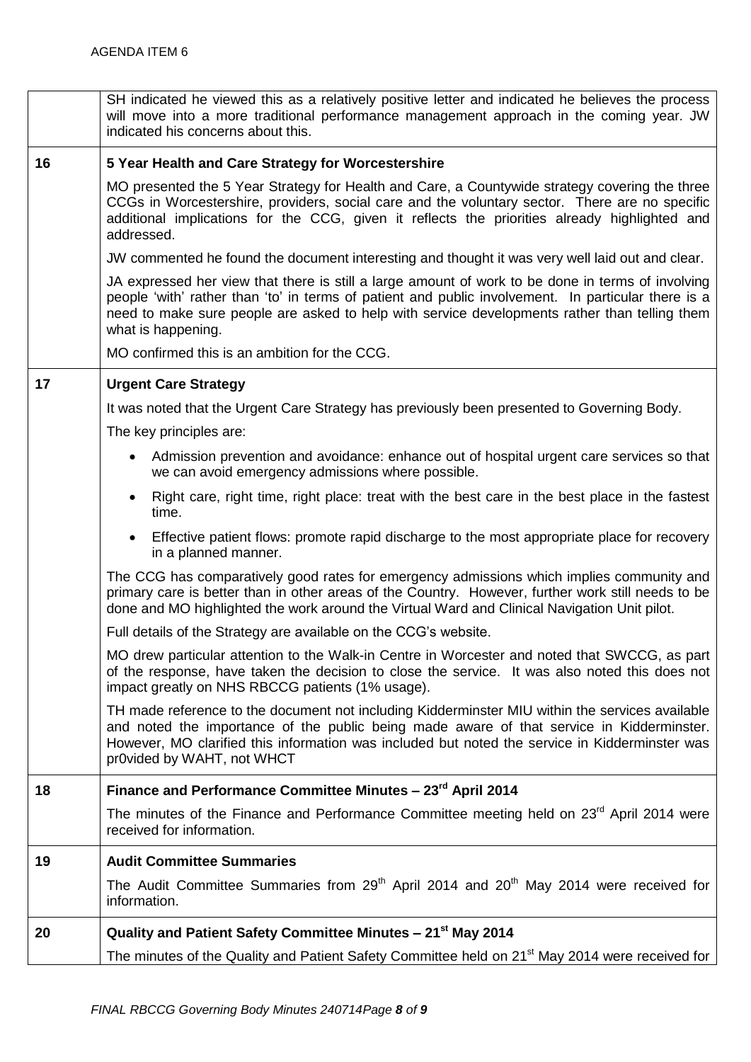AGENDA ITEM 6

| | |
|---|---|
| | SH indicated he viewed this as a relatively positive letter and indicated he believes the process will move into a more traditional performance management approach in the coming year. JW indicated his concerns about this. |
| **16** | **5 Year Health and Care Strategy for Worcestershire**<br><br>MO presented the 5 Year Strategy for Health and Care, a Countywide strategy covering the three CCGs in Worcestershire, providers, social care and the voluntary sector. There are no specific additional implications for the CCG, given it reflects the priorities already highlighted and addressed.<br><br>JW commented he found the document interesting and thought it was very well laid out and clear.<br><br>JA expressed her view that there is still a large amount of work to be done in terms of involving people 'with' rather than 'to' in terms of patient and public involvement. In particular there is a need to make sure people are asked to help with service developments rather than telling them what is happening.<br><br>MO confirmed this is an ambition for the CCG. |
| **17** | **Urgent Care Strategy**<br><br>It was noted that the Urgent Care Strategy has previously been presented to Governing Body.<br><br>The key principles are:<br><br>• Admission prevention and avoidance: enhance out of hospital urgent care services so that we can avoid emergency admissions where possible.<br>• Right care, right time, right place: treat with the best care in the best place in the fastest time.<br>• Effective patient flows: promote rapid discharge to the most appropriate place for recovery in a planned manner.<br><br>The CCG has comparatively good rates for emergency admissions which implies community and primary care is better than in other areas of the Country. However, further work still needs to be done and MO highlighted the work around the Virtual Ward and Clinical Navigation Unit pilot.<br><br>Full details of the Strategy are available on the CCG's website.<br><br>MO drew particular attention to the Walk-in Centre in Worcester and noted that SWCCG, as part of the response, have taken the decision to close the service. It was also noted this does not impact greatly on NHS RBCCG patients (1% usage).<br><br>TH made reference to the document not including Kidderminster MIU within the services available and noted the importance of the public being made aware of that service in Kidderminster. However, MO clarified this information was included but noted the service in Kidderminster was pr0vided by WAHT, not WHCT |
| **18** | **Finance and Performance Committee Minutes – 23rd April 2014**<br><br>The minutes of the Finance and Performance Committee meeting held on 23rd April 2014 were received for information. |
| **19** | **Audit Committee Summaries**<br><br>The Audit Committee Summaries from 29th April 2014 and 20th May 2014 were received for information. |
| **20** | **Quality and Patient Safety Committee Minutes – 21st May 2014**<br><br>The minutes of the Quality and Patient Safety Committee held on 21st May 2014 were received for |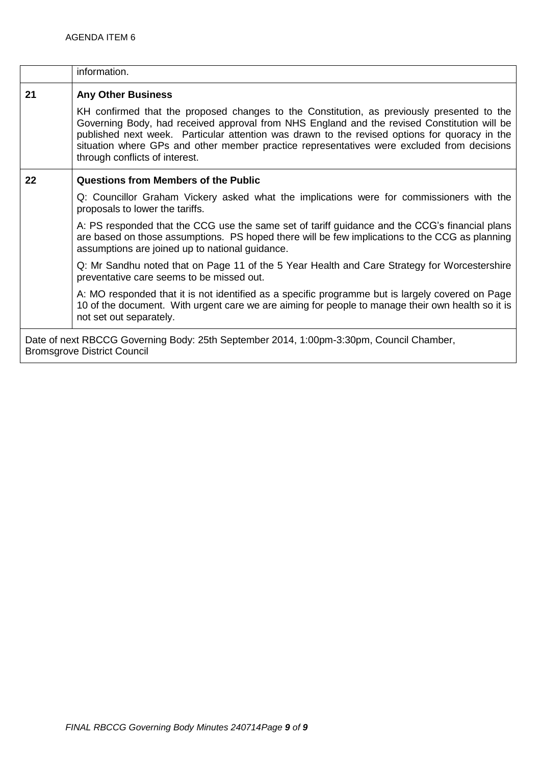| | |
|---|---|
| | information. |
| **21** | **Any Other Business**<br><br>KH confirmed that the proposed changes to the Constitution, as previously presented to the Governing Body, had received approval from NHS England and the revised Constitution will be published next week. Particular attention was drawn to the revised options for quoracy in the situation where GPs and other member practice representatives were excluded from decisions through conflicts of interest. |
| **22** | **Questions from Members of the Public**<br><br>Q: Councillor Graham Vickery asked what the implications were for commissioners with the proposals to lower the tariffs.<br><br>A: PS responded that the CCG use the same set of tariff guidance and the CCG's financial plans are based on those assumptions. PS hoped there will be few implications to the CCG as planning assumptions are joined up to national guidance.<br><br>Q: Mr Sandhu noted that on Page 11 of the 5 Year Health and Care Strategy for Worcestershire preventative care seems to be missed out.<br><br>A: MO responded that it is not identified as a specific programme but is largely covered on Page 10 of the document. With urgent care we are aiming for people to manage their own health so it is not set out separately. |
| Date of next RBCCG Governing Body: 25th September 2014, 1:00pm-3:30pm, Council Chamber, Bromsgrove District Council | |